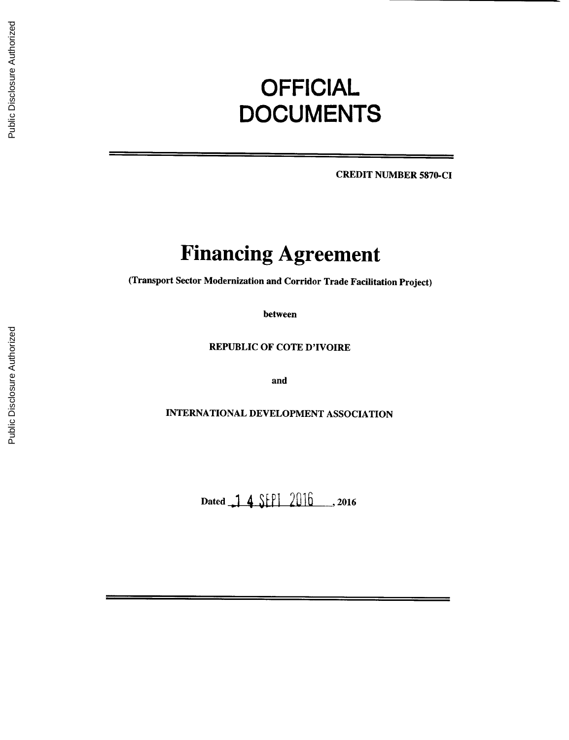# OFFICIAL DOCUMENTS

**CREDIT NUMBER 5870-CI**

# Financing Agreement

**(Transport Sector Modernization and Corridor Trade Facilitation Project)**

**between**

**REPUBLIC OF COTE D'IVOIRE**

**and**

**INTERNATIONAL DEVELOPMENT ASSOCIATION**

**Dated 14 SEPT 2016, 2016**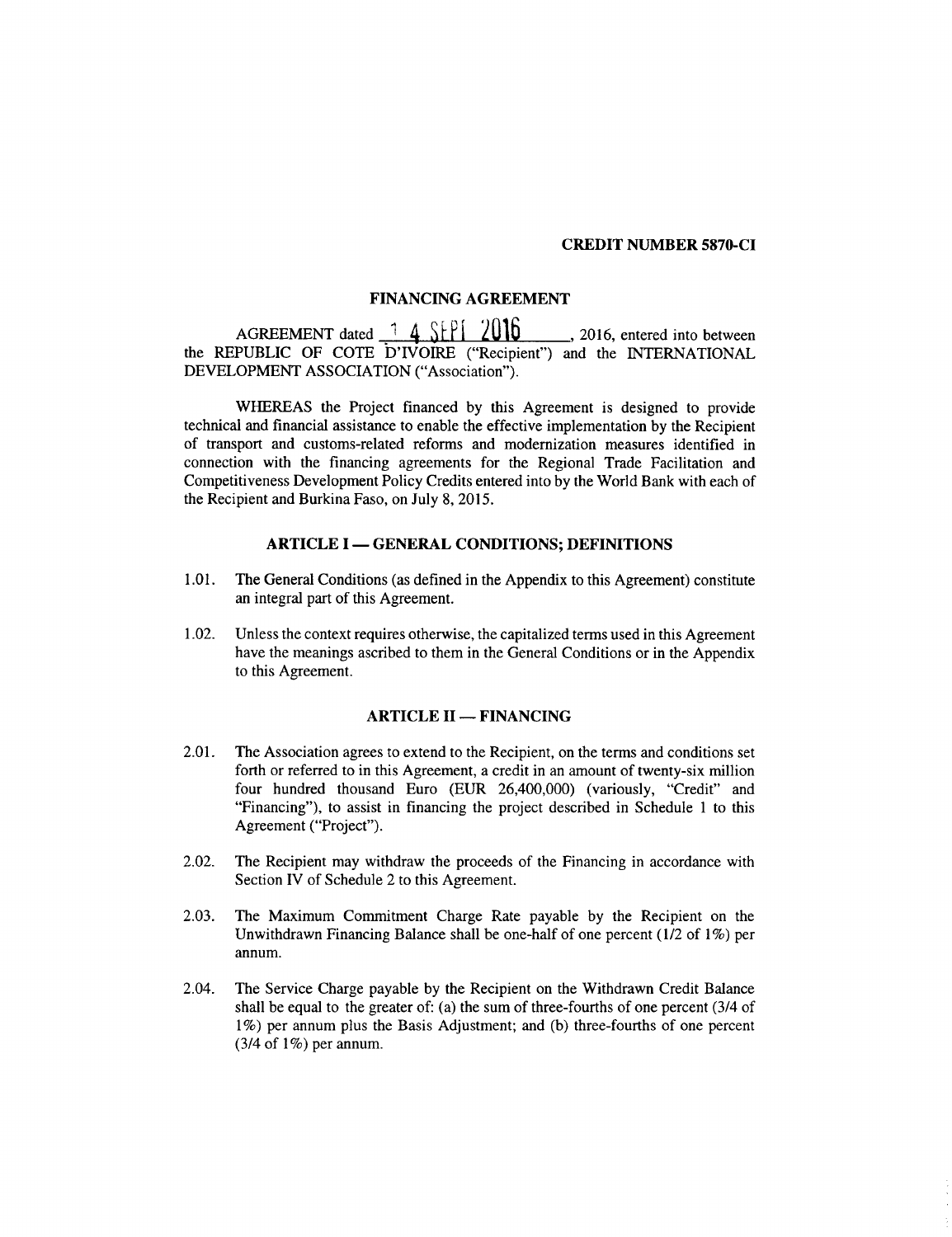**CREDIT NUMBER 5870-CI**

## FINANCING AGREEMENT

AGREEMENT dated 14 SEPT 2016, 2016, entered into between the REPUBLIC OF COTE D'IVOIRE ("Recipient") and the INTERNATIONAL DEVELOPMENT ASSOCIATION ("Association").

WHEREAS the Project financed by this Agreement is designed to provide technical and financial assistance to enable the effective implementation by the Recipient of transport and customs-related reforms and modernization measures identified in connection with the financing agreements for the Regional Trade Facilitation and Competitiveness Development Policy Credits entered into by the World Bank with each of the Recipient and Burkina Faso, on July 8, 2015.

### ARTICLE I — GENERAL CONDITIONS; DEFINITIONS

1.01. The General Conditions (as defined in the Appendix to this Agreement) constitute an integral part of this Agreement.

1.02. Unless the context requires otherwise, the capitalized terms used in this Agreement have the meanings ascribed to them in the General Conditions or in the Appendix to this Agreement.

### ARTICLE II — FINANCING

2.01. The Association agrees to extend to the Recipient, on the terms and conditions set forth or referred to in this Agreement, a credit in an amount of twenty-six million four hundred thousand Euro (EUR 26,400,000) (variously, "Credit" and "Financing"), to assist in financing the project described in Schedule 1 to this Agreement ("Project").

2.02. The Recipient may withdraw the proceeds of the Financing in accordance with Section IV of Schedule 2 to this Agreement.

2.03. The Maximum Commitment Charge Rate payable by the Recipient on the Unwithdrawn Financing Balance shall be one-half of one percent (1/2 of 1%) per annum.

2.04. The Service Charge payable by the Recipient on the Withdrawn Credit Balance shall be equal to the greater of: (a) the sum of three-fourths of one percent (3/4 of 1%) per annum plus the Basis Adjustment; and (b) three-fourths of one percent (3/4 of 1%) per annum.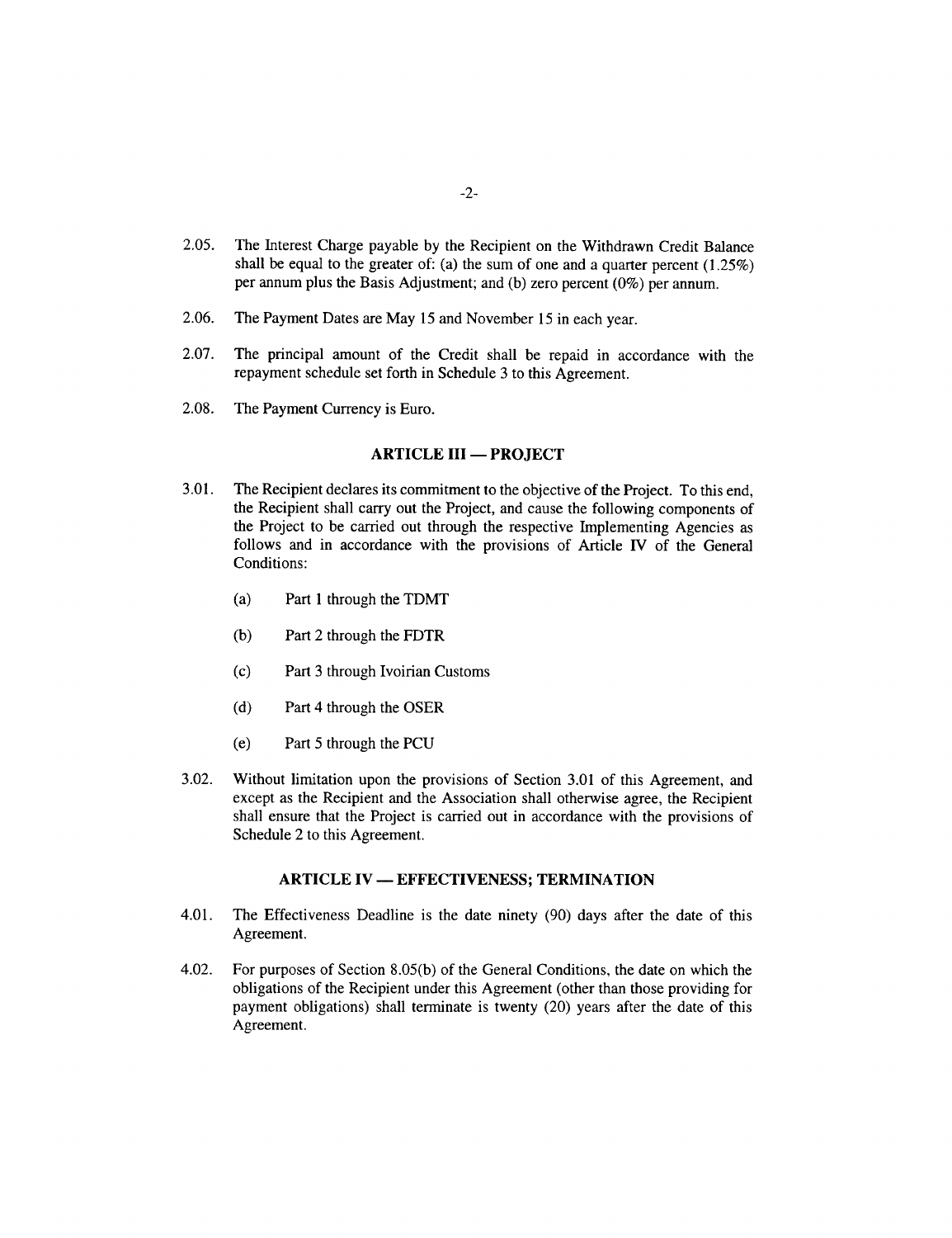2.05. The Interest Charge payable by the Recipient on the Withdrawn Credit Balance shall be equal to the greater of: (a) the sum of one and a quarter percent (1.25%) per annum plus the Basis Adjustment; and (b) zero percent (0%) per annum.

2.06. The Payment Dates are May 15 and November 15 in each year.

2.07. The principal amount of the Credit shall be repaid in accordance with the repayment schedule set forth in Schedule 3 to this Agreement.

2.08. The Payment Currency is Euro.

## ARTICLE III — PROJECT

3.01. The Recipient declares its commitment to the objective of the Project. To this end, the Recipient shall carry out the Project, and cause the following components of the Project to be carried out through the respective Implementing Agencies as follows and in accordance with the provisions of Article IV of the General Conditions:

(a) Part 1 through the TDMT

(b) Part 2 through the FDTR

(c) Part 3 through Ivoirian Customs

(d) Part 4 through the OSER

(e) Part 5 through the PCU

3.02. Without limitation upon the provisions of Section 3.01 of this Agreement, and except as the Recipient and the Association shall otherwise agree, the Recipient shall ensure that the Project is carried out in accordance with the provisions of Schedule 2 to this Agreement.

## ARTICLE IV — EFFECTIVENESS; TERMINATION

4.01. The Effectiveness Deadline is the date ninety (90) days after the date of this Agreement.

4.02. For purposes of Section 8.05(b) of the General Conditions, the date on which the obligations of the Recipient under this Agreement (other than those providing for payment obligations) shall terminate is twenty (20) years after the date of this Agreement.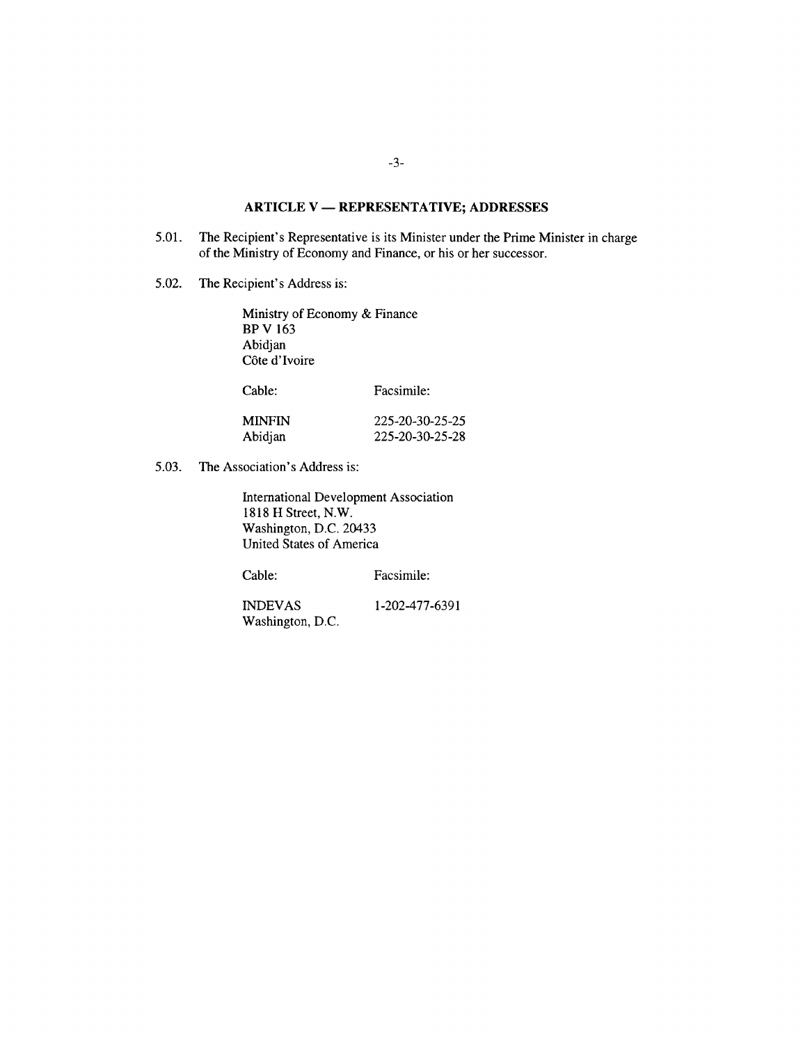## ARTICLE V — REPRESENTATIVE; ADDRESSES

5.01. The Recipient's Representative is its Minister under the Prime Minister in charge of the Ministry of Economy and Finance, or his or her successor.

5.02. The Recipient's Address is:

Ministry of Economy & Finance
BP V 163
Abidjan
Côte d'Ivoire

| Cable: | Facsimile: |
|---|---|
| MINFIN<br>Abidjan | 225-20-30-25-25<br>225-20-30-25-28 |

5.03. The Association's Address is:

International Development Association
1818 H Street, N.W.
Washington, D.C. 20433
United States of America

| Cable: | Facsimile: |
|---|---|
| INDEVAS<br>Washington, D.C. | 1-202-477-6391 |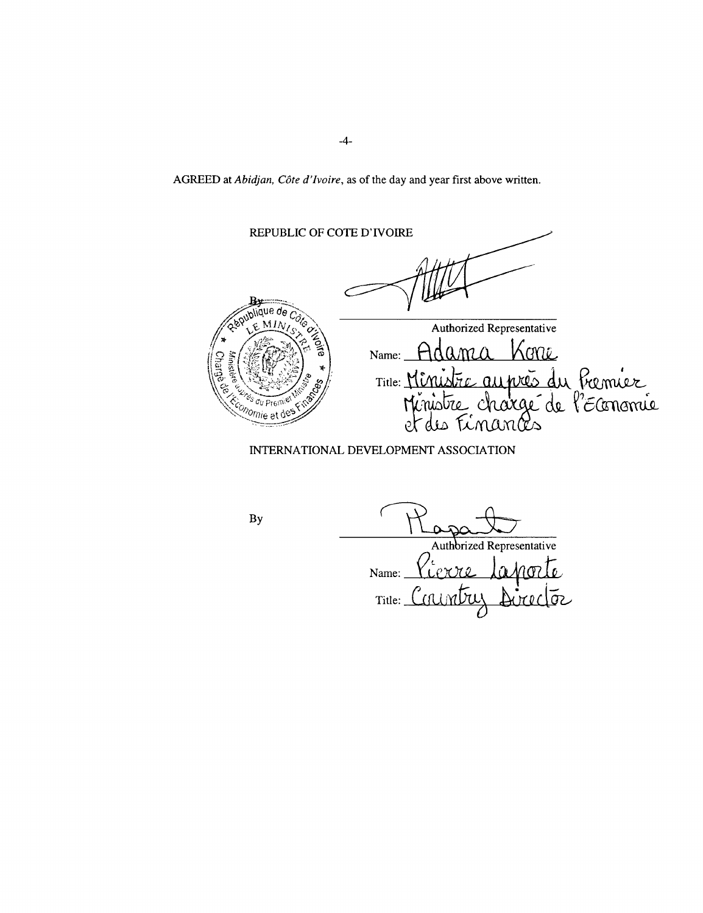AGREED at *Abidjan, Côte d'Ivoire*, as of the day and year first above written.

REPUBLIC OF COTE D'IVOIRE

By _______________________
Authorized Representative

Name: Adama Kone

Title: Ministre auprès du Premier Ministre chargé de l'Economie et des Finances

INTERNATIONAL DEVELOPMENT ASSOCIATION

By _______________________
Authorized Representative

Name: Pierre Laporte

Title: Country Director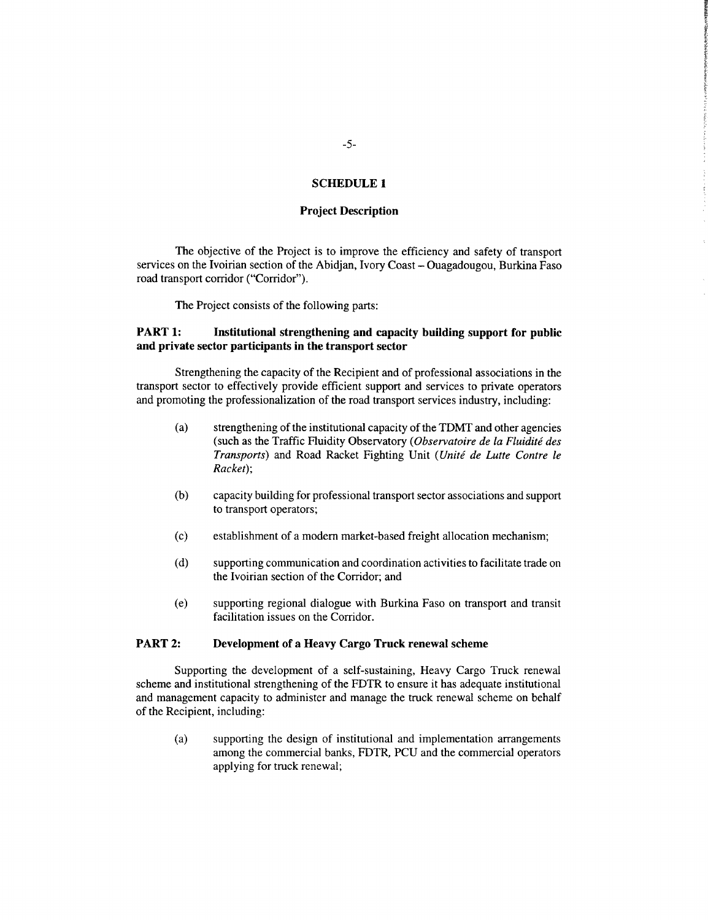## SCHEDULE 1

### Project Description

The objective of the Project is to improve the efficiency and safety of transport services on the Ivoirian section of the Abidjan, Ivory Coast – Ouagadougou, Burkina Faso road transport corridor ("Corridor").

The Project consists of the following parts:

**PART 1: Institutional strengthening and capacity building support for public and private sector participants in the transport sector**

Strengthening the capacity of the Recipient and of professional associations in the transport sector to effectively provide efficient support and services to private operators and promoting the professionalization of the road transport services industry, including:

(a) strengthening of the institutional capacity of the TDMT and other agencies (such as the Traffic Fluidity Observatory (*Observatoire de la Fluidité des Transports*) and Road Racket Fighting Unit (*Unité de Lutte Contre le Racket*);

(b) capacity building for professional transport sector associations and support to transport operators;

(c) establishment of a modern market-based freight allocation mechanism;

(d) supporting communication and coordination activities to facilitate trade on the Ivoirian section of the Corridor; and

(e) supporting regional dialogue with Burkina Faso on transport and transit facilitation issues on the Corridor.

**PART 2: Development of a Heavy Cargo Truck renewal scheme**

Supporting the development of a self-sustaining, Heavy Cargo Truck renewal scheme and institutional strengthening of the FDTR to ensure it has adequate institutional and management capacity to administer and manage the truck renewal scheme on behalf of the Recipient, including:

(a) supporting the design of institutional and implementation arrangements among the commercial banks, FDTR, PCU and the commercial operators applying for truck renewal;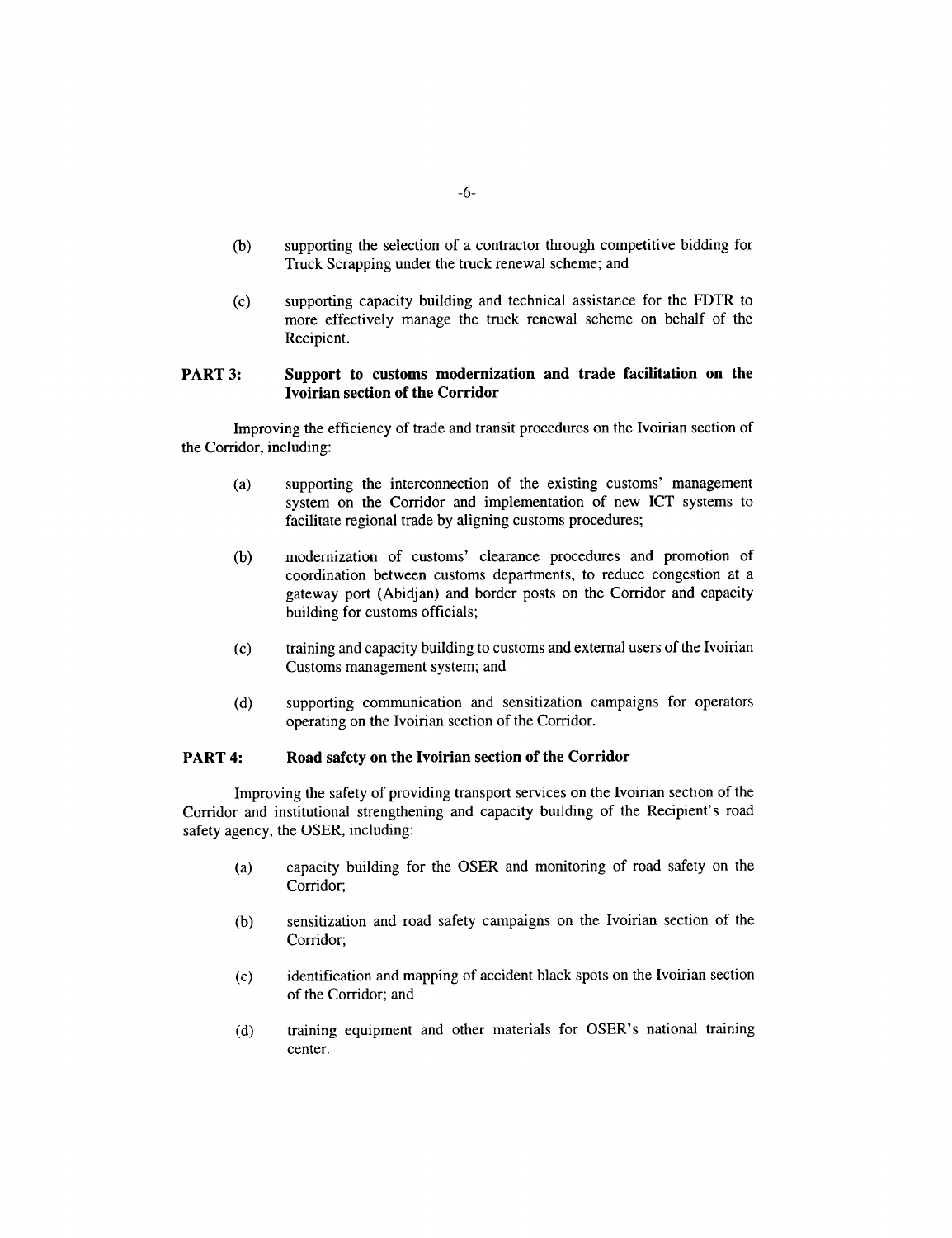(b) supporting the selection of a contractor through competitive bidding for Truck Scrapping under the truck renewal scheme; and

(c) supporting capacity building and technical assistance for the FDTR to more effectively manage the truck renewal scheme on behalf of the Recipient.

**PART 3: Support to customs modernization and trade facilitation on the Ivoirian section of the Corridor**

Improving the efficiency of trade and transit procedures on the Ivoirian section of the Corridor, including:

(a) supporting the interconnection of the existing customs' management system on the Corridor and implementation of new ICT systems to facilitate regional trade by aligning customs procedures;

(b) modernization of customs' clearance procedures and promotion of coordination between customs departments, to reduce congestion at a gateway port (Abidjan) and border posts on the Corridor and capacity building for customs officials;

(c) training and capacity building to customs and external users of the Ivoirian Customs management system; and

(d) supporting communication and sensitization campaigns for operators operating on the Ivoirian section of the Corridor.

**PART 4: Road safety on the Ivoirian section of the Corridor**

Improving the safety of providing transport services on the Ivoirian section of the Corridor and institutional strengthening and capacity building of the Recipient's road safety agency, the OSER, including:

(a) capacity building for the OSER and monitoring of road safety on the Corridor;

(b) sensitization and road safety campaigns on the Ivoirian section of the Corridor;

(c) identification and mapping of accident black spots on the Ivoirian section of the Corridor; and

(d) training equipment and other materials for OSER's national training center.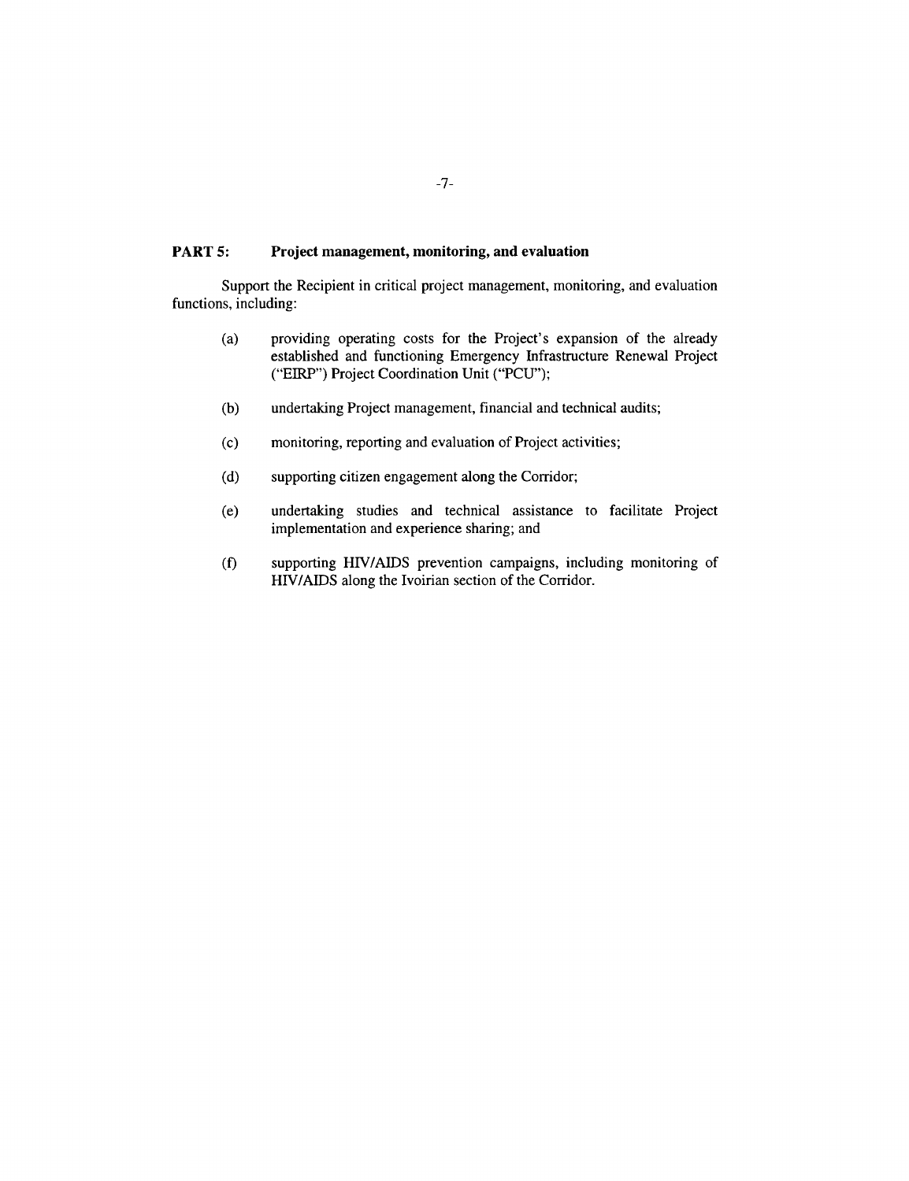**PART 5: Project management, monitoring, and evaluation**

Support the Recipient in critical project management, monitoring, and evaluation functions, including:

(a) providing operating costs for the Project's expansion of the already established and functioning Emergency Infrastructure Renewal Project ("EIRP") Project Coordination Unit ("PCU");

(b) undertaking Project management, financial and technical audits;

(c) monitoring, reporting and evaluation of Project activities;

(d) supporting citizen engagement along the Corridor;

(e) undertaking studies and technical assistance to facilitate Project implementation and experience sharing; and

(f) supporting HIV/AIDS prevention campaigns, including monitoring of HIV/AIDS along the Ivoirian section of the Corridor.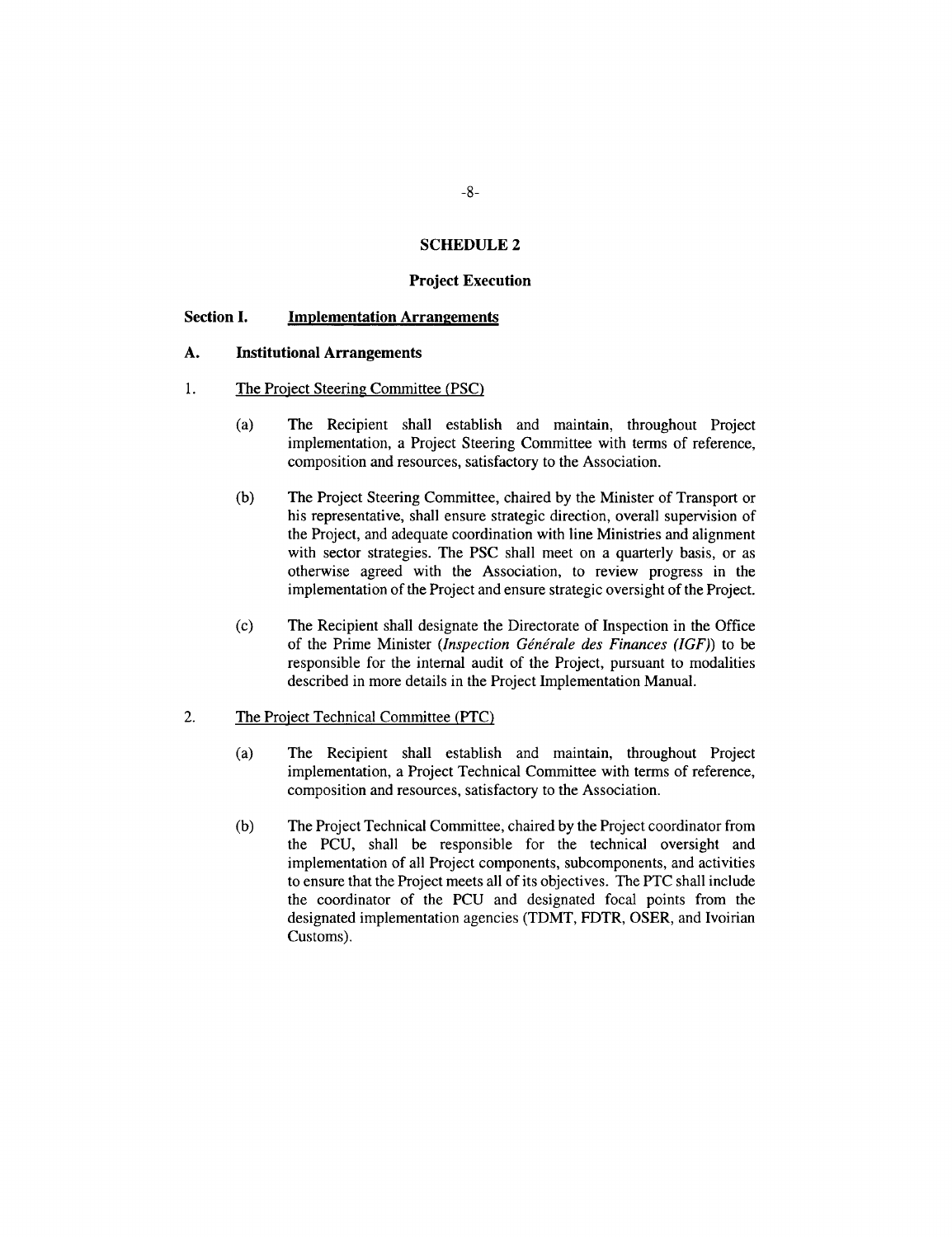## SCHEDULE 2

## Project Execution

### Section I. Implementation Arrangements

#### A. Institutional Arrangements

1. The Project Steering Committee (PSC)

   (a) The Recipient shall establish and maintain, throughout Project implementation, a Project Steering Committee with terms of reference, composition and resources, satisfactory to the Association.

   (b) The Project Steering Committee, chaired by the Minister of Transport or his representative, shall ensure strategic direction, overall supervision of the Project, and adequate coordination with line Ministries and alignment with sector strategies. The PSC shall meet on a quarterly basis, or as otherwise agreed with the Association, to review progress in the implementation of the Project and ensure strategic oversight of the Project.

   (c) The Recipient shall designate the Directorate of Inspection in the Office of the Prime Minister (*Inspection Générale des Finances (IGF)*) to be responsible for the internal audit of the Project, pursuant to modalities described in more details in the Project Implementation Manual.

2. The Project Technical Committee (PTC)

   (a) The Recipient shall establish and maintain, throughout Project implementation, a Project Technical Committee with terms of reference, composition and resources, satisfactory to the Association.

   (b) The Project Technical Committee, chaired by the Project coordinator from the PCU, shall be responsible for the technical oversight and implementation of all Project components, subcomponents, and activities to ensure that the Project meets all of its objectives. The PTC shall include the coordinator of the PCU and designated focal points from the designated implementation agencies (TDMT, FDTR, OSER, and Ivoirian Customs).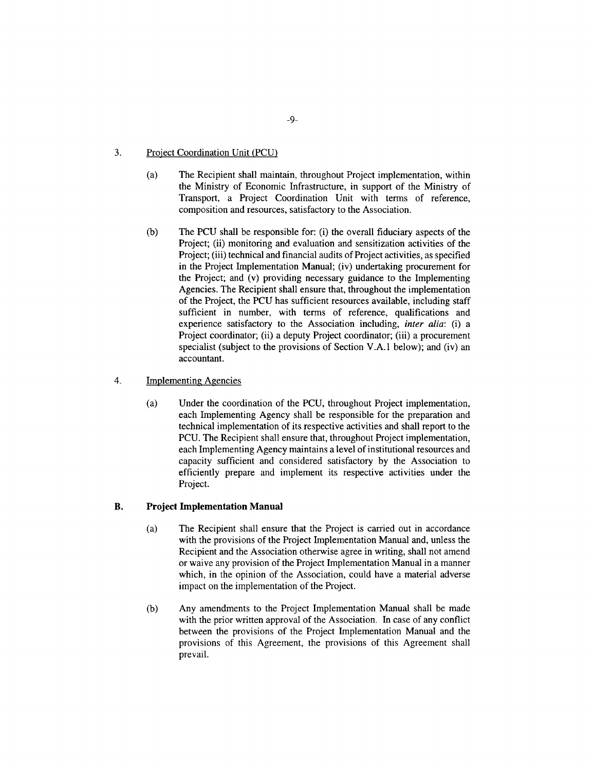3. Project Coordination Unit (PCU)

(a) The Recipient shall maintain, throughout Project implementation, within the Ministry of Economic Infrastructure, in support of the Ministry of Transport, a Project Coordination Unit with terms of reference, composition and resources, satisfactory to the Association.

(b) The PCU shall be responsible for: (i) the overall fiduciary aspects of the Project; (ii) monitoring and evaluation and sensitization activities of the Project; (iii) technical and financial audits of Project activities, as specified in the Project Implementation Manual; (iv) undertaking procurement for the Project; and (v) providing necessary guidance to the Implementing Agencies. The Recipient shall ensure that, throughout the implementation of the Project, the PCU has sufficient resources available, including staff sufficient in number, with terms of reference, qualifications and experience satisfactory to the Association including, *inter alia*: (i) a Project coordinator; (ii) a deputy Project coordinator; (iii) a procurement specialist (subject to the provisions of Section V.A.1 below); and (iv) an accountant.

4. Implementing Agencies

(a) Under the coordination of the PCU, throughout Project implementation, each Implementing Agency shall be responsible for the preparation and technical implementation of its respective activities and shall report to the PCU. The Recipient shall ensure that, throughout Project implementation, each Implementing Agency maintains a level of institutional resources and capacity sufficient and considered satisfactory by the Association to efficiently prepare and implement its respective activities under the Project.

## B. Project Implementation Manual

(a) The Recipient shall ensure that the Project is carried out in accordance with the provisions of the Project Implementation Manual and, unless the Recipient and the Association otherwise agree in writing, shall not amend or waive any provision of the Project Implementation Manual in a manner which, in the opinion of the Association, could have a material adverse impact on the implementation of the Project.

(b) Any amendments to the Project Implementation Manual shall be made with the prior written approval of the Association. In case of any conflict between the provisions of the Project Implementation Manual and the provisions of this Agreement, the provisions of this Agreement shall prevail.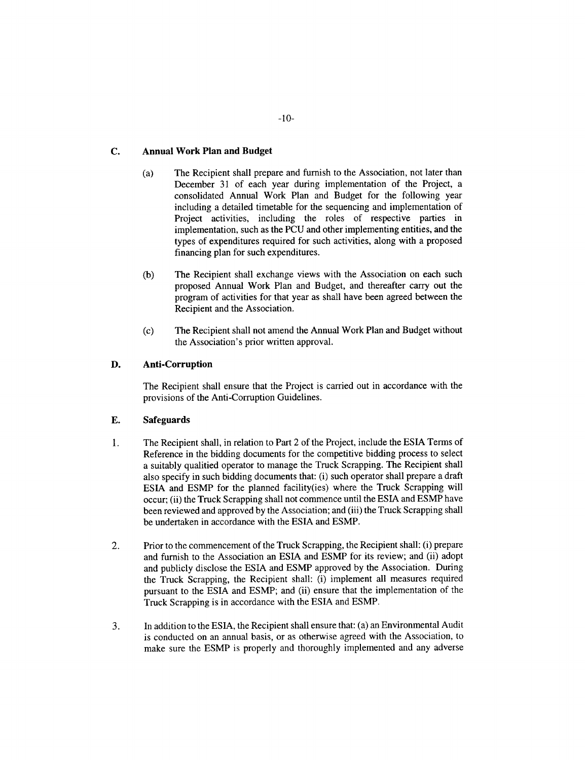### C. Annual Work Plan and Budget

(a) The Recipient shall prepare and furnish to the Association, not later than December 31 of each year during implementation of the Project, a consolidated Annual Work Plan and Budget for the following year including a detailed timetable for the sequencing and implementation of Project activities, including the roles of respective parties in implementation, such as the PCU and other implementing entities, and the types of expenditures required for such activities, along with a proposed financing plan for such expenditures.

(b) The Recipient shall exchange views with the Association on each such proposed Annual Work Plan and Budget, and thereafter carry out the program of activities for that year as shall have been agreed between the Recipient and the Association.

(c) The Recipient shall not amend the Annual Work Plan and Budget without the Association's prior written approval.

### D. Anti-Corruption

The Recipient shall ensure that the Project is carried out in accordance with the provisions of the Anti-Corruption Guidelines.

### E. Safeguards

1. The Recipient shall, in relation to Part 2 of the Project, include the ESIA Terms of Reference in the bidding documents for the competitive bidding process to select a suitably qualitied operator to manage the Truck Scrapping. The Recipient shall also specify in such bidding documents that: (i) such operator shall prepare a draft ESIA and ESMP for the planned facility(ies) where the Truck Scrapping will occur; (ii) the Truck Scrapping shall not commence until the ESIA and ESMP have been reviewed and approved by the Association; and (iii) the Truck Scrapping shall be undertaken in accordance with the ESIA and ESMP.

2. Prior to the commencement of the Truck Scrapping, the Recipient shall: (i) prepare and furnish to the Association an ESIA and ESMP for its review; and (ii) adopt and publicly disclose the ESIA and ESMP approved by the Association. During the Truck Scrapping, the Recipient shall: (i) implement all measures required pursuant to the ESIA and ESMP; and (ii) ensure that the implementation of the Truck Scrapping is in accordance with the ESIA and ESMP.

3. In addition to the ESIA, the Recipient shall ensure that: (a) an Environmental Audit is conducted on an annual basis, or as otherwise agreed with the Association, to make sure the ESMP is properly and thoroughly implemented and any adverse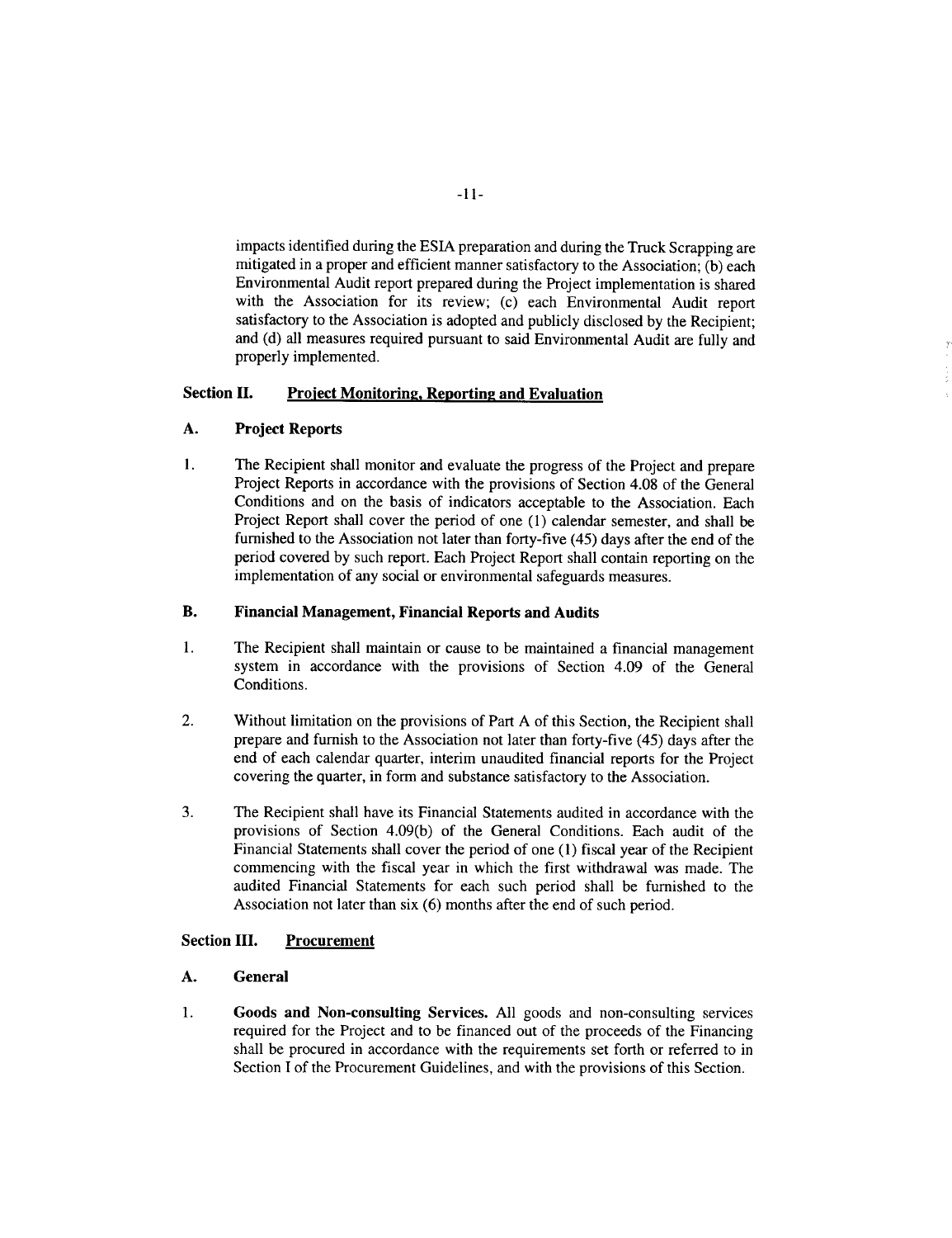impacts identified during the ESIA preparation and during the Truck Scrapping are mitigated in a proper and efficient manner satisfactory to the Association; (b) each Environmental Audit report prepared during the Project implementation is shared with the Association for its review; (c) each Environmental Audit report satisfactory to the Association is adopted and publicly disclosed by the Recipient; and (d) all measures required pursuant to said Environmental Audit are fully and properly implemented.

## Section II. Project Monitoring, Reporting and Evaluation

### A. Project Reports

1. The Recipient shall monitor and evaluate the progress of the Project and prepare Project Reports in accordance with the provisions of Section 4.08 of the General Conditions and on the basis of indicators acceptable to the Association. Each Project Report shall cover the period of one (1) calendar semester, and shall be furnished to the Association not later than forty-five (45) days after the end of the period covered by such report. Each Project Report shall contain reporting on the implementation of any social or environmental safeguards measures.

### B. Financial Management, Financial Reports and Audits

1. The Recipient shall maintain or cause to be maintained a financial management system in accordance with the provisions of Section 4.09 of the General Conditions.

2. Without limitation on the provisions of Part A of this Section, the Recipient shall prepare and furnish to the Association not later than forty-five (45) days after the end of each calendar quarter, interim unaudited financial reports for the Project covering the quarter, in form and substance satisfactory to the Association.

3. The Recipient shall have its Financial Statements audited in accordance with the provisions of Section 4.09(b) of the General Conditions. Each audit of the Financial Statements shall cover the period of one (1) fiscal year of the Recipient commencing with the fiscal year in which the first withdrawal was made. The audited Financial Statements for each such period shall be furnished to the Association not later than six (6) months after the end of such period.

## Section III. Procurement

### A. General

1. **Goods and Non-consulting Services.** All goods and non-consulting services required for the Project and to be financed out of the proceeds of the Financing shall be procured in accordance with the requirements set forth or referred to in Section I of the Procurement Guidelines, and with the provisions of this Section.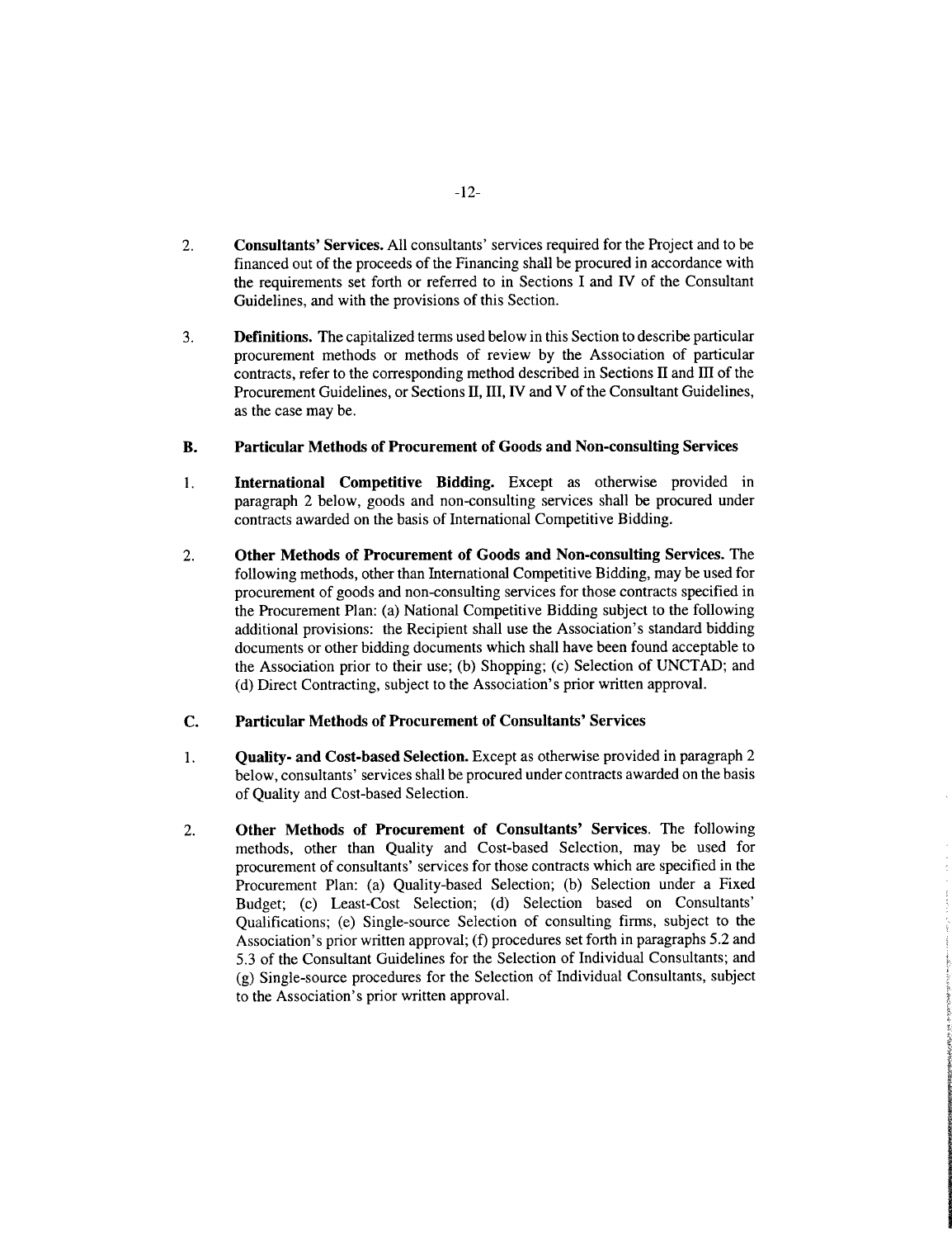2. **Consultants' Services.** All consultants' services required for the Project and to be financed out of the proceeds of the Financing shall be procured in accordance with the requirements set forth or referred to in Sections I and IV of the Consultant Guidelines, and with the provisions of this Section.

3. **Definitions.** The capitalized terms used below in this Section to describe particular procurement methods or methods of review by the Association of particular contracts, refer to the corresponding method described in Sections II and III of the Procurement Guidelines, or Sections II, III, IV and V of the Consultant Guidelines, as the case may be.

### B. Particular Methods of Procurement of Goods and Non-consulting Services

1. **International Competitive Bidding.** Except as otherwise provided in paragraph 2 below, goods and non-consulting services shall be procured under contracts awarded on the basis of International Competitive Bidding.

2. **Other Methods of Procurement of Goods and Non-consulting Services.** The following methods, other than International Competitive Bidding, may be used for procurement of goods and non-consulting services for those contracts specified in the Procurement Plan: (a) National Competitive Bidding subject to the following additional provisions: the Recipient shall use the Association's standard bidding documents or other bidding documents which shall have been found acceptable to the Association prior to their use; (b) Shopping; (c) Selection of UNCTAD; and (d) Direct Contracting, subject to the Association's prior written approval.

### C. Particular Methods of Procurement of Consultants' Services

1. **Quality- and Cost-based Selection.** Except as otherwise provided in paragraph 2 below, consultants' services shall be procured under contracts awarded on the basis of Quality and Cost-based Selection.

2. **Other Methods of Procurement of Consultants' Services**. The following methods, other than Quality and Cost-based Selection, may be used for procurement of consultants' services for those contracts which are specified in the Procurement Plan: (a) Quality-based Selection; (b) Selection under a Fixed Budget; (c) Least-Cost Selection; (d) Selection based on Consultants' Qualifications; (e) Single-source Selection of consulting firms, subject to the Association's prior written approval; (f) procedures set forth in paragraphs 5.2 and 5.3 of the Consultant Guidelines for the Selection of Individual Consultants; and (g) Single-source procedures for the Selection of Individual Consultants, subject to the Association's prior written approval.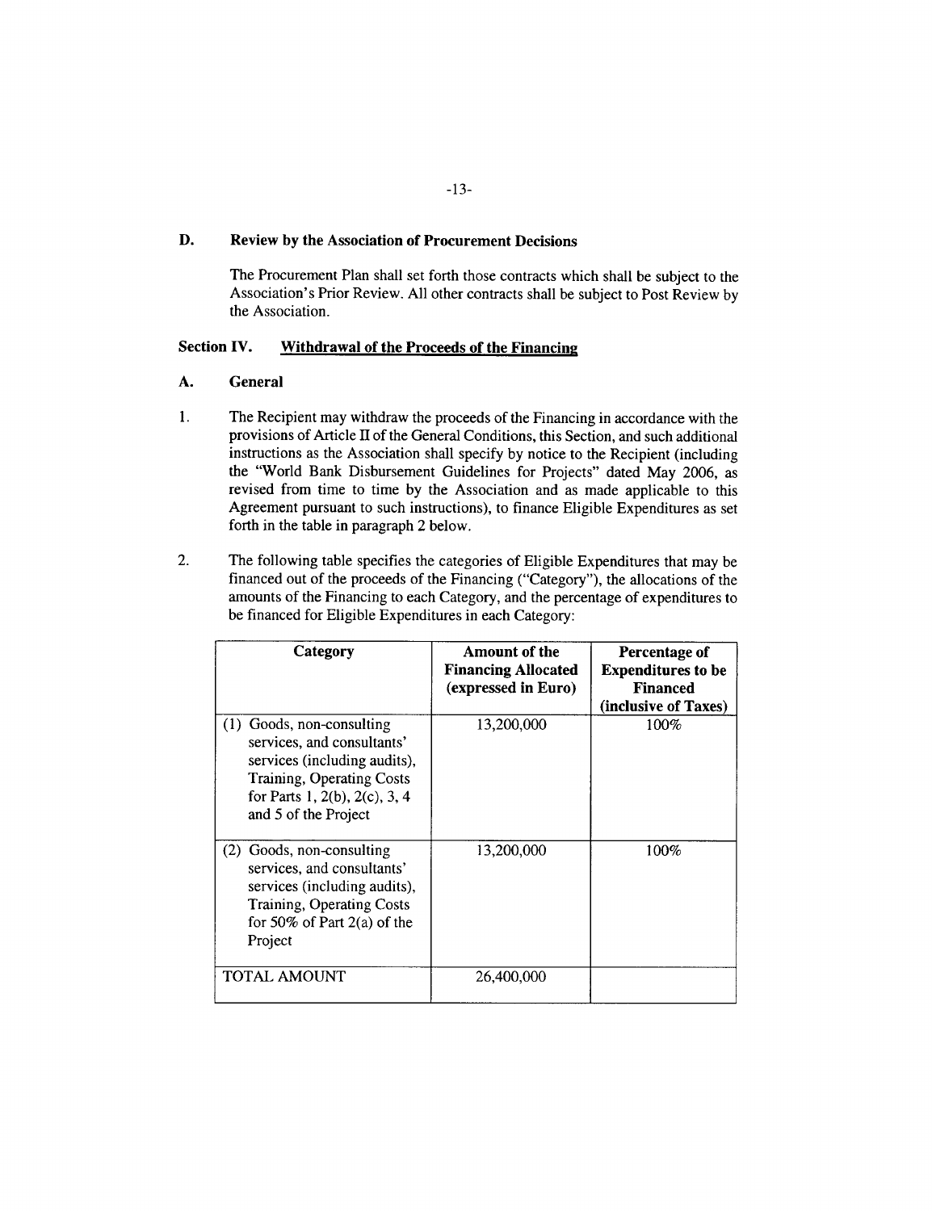### D. Review by the Association of Procurement Decisions

The Procurement Plan shall set forth those contracts which shall be subject to the Association's Prior Review. All other contracts shall be subject to Post Review by the Association.

## Section IV. Withdrawal of the Proceeds of the Financing

### A. General

1. The Recipient may withdraw the proceeds of the Financing in accordance with the provisions of Article II of the General Conditions, this Section, and such additional instructions as the Association shall specify by notice to the Recipient (including the "World Bank Disbursement Guidelines for Projects" dated May 2006, as revised from time to time by the Association and as made applicable to this Agreement pursuant to such instructions), to finance Eligible Expenditures as set forth in the table in paragraph 2 below.

2. The following table specifies the categories of Eligible Expenditures that may be financed out of the proceeds of the Financing ("Category"), the allocations of the amounts of the Financing to each Category, and the percentage of expenditures to be financed for Eligible Expenditures in each Category:

| Category | Amount of the Financing Allocated (expressed in Euro) | Percentage of Expenditures to be Financed (inclusive of Taxes) |
|---|---|---|
| (1) Goods, non-consulting services, and consultants' services (including audits), Training, Operating Costs for Parts 1, 2(b), 2(c), 3, 4 and 5 of the Project | 13,200,000 | 100% |
| (2) Goods, non-consulting services, and consultants' services (including audits), Training, Operating Costs for 50% of Part 2(a) of the Project | 13,200,000 | 100% |
| TOTAL AMOUNT | 26,400,000 | |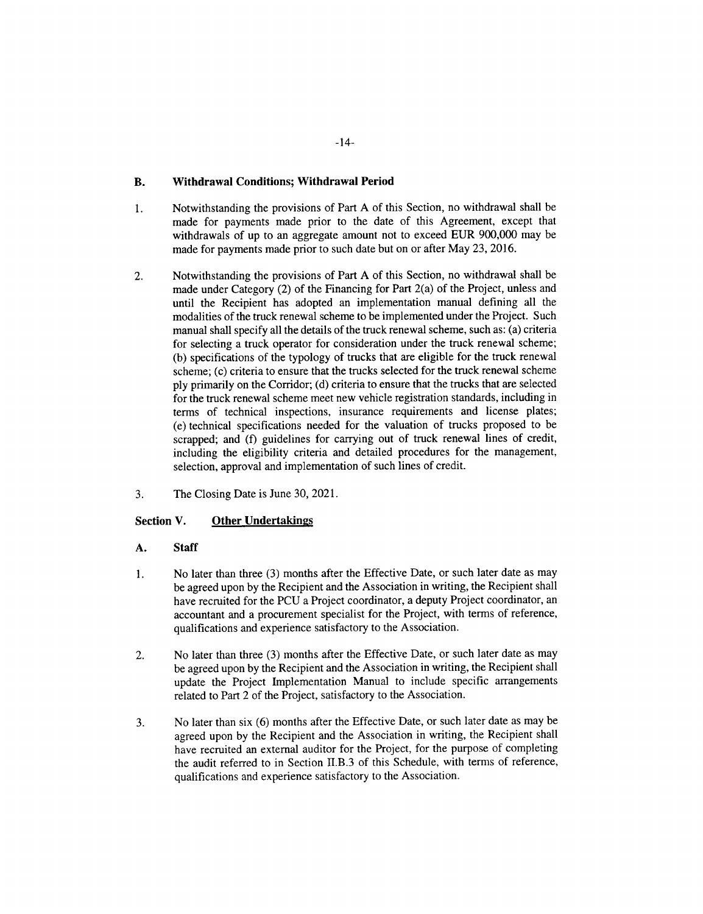### B. Withdrawal Conditions; Withdrawal Period

1. Notwithstanding the provisions of Part A of this Section, no withdrawal shall be made for payments made prior to the date of this Agreement, except that withdrawals of up to an aggregate amount not to exceed EUR 900,000 may be made for payments made prior to such date but on or after May 23, 2016.

2. Notwithstanding the provisions of Part A of this Section, no withdrawal shall be made under Category (2) of the Financing for Part 2(a) of the Project, unless and until the Recipient has adopted an implementation manual defining all the modalities of the truck renewal scheme to be implemented under the Project. Such manual shall specify all the details of the truck renewal scheme, such as: (a) criteria for selecting a truck operator for consideration under the truck renewal scheme; (b) specifications of the typology of trucks that are eligible for the truck renewal scheme; (c) criteria to ensure that the trucks selected for the truck renewal scheme ply primarily on the Corridor; (d) criteria to ensure that the trucks that are selected for the truck renewal scheme meet new vehicle registration standards, including in terms of technical inspections, insurance requirements and license plates; (e) technical specifications needed for the valuation of trucks proposed to be scrapped; and (f) guidelines for carrying out of truck renewal lines of credit, including the eligibility criteria and detailed procedures for the management, selection, approval and implementation of such lines of credit.

3. The Closing Date is June 30, 2021.

## Section V. Other Undertakings

### A. Staff

1. No later than three (3) months after the Effective Date, or such later date as may be agreed upon by the Recipient and the Association in writing, the Recipient shall have recruited for the PCU a Project coordinator, a deputy Project coordinator, an accountant and a procurement specialist for the Project, with terms of reference, qualifications and experience satisfactory to the Association.

2. No later than three (3) months after the Effective Date, or such later date as may be agreed upon by the Recipient and the Association in writing, the Recipient shall update the Project Implementation Manual to include specific arrangements related to Part 2 of the Project, satisfactory to the Association.

3. No later than six (6) months after the Effective Date, or such later date as may be agreed upon by the Recipient and the Association in writing, the Recipient shall have recruited an external auditor for the Project, for the purpose of completing the audit referred to in Section II.B.3 of this Schedule, with terms of reference, qualifications and experience satisfactory to the Association.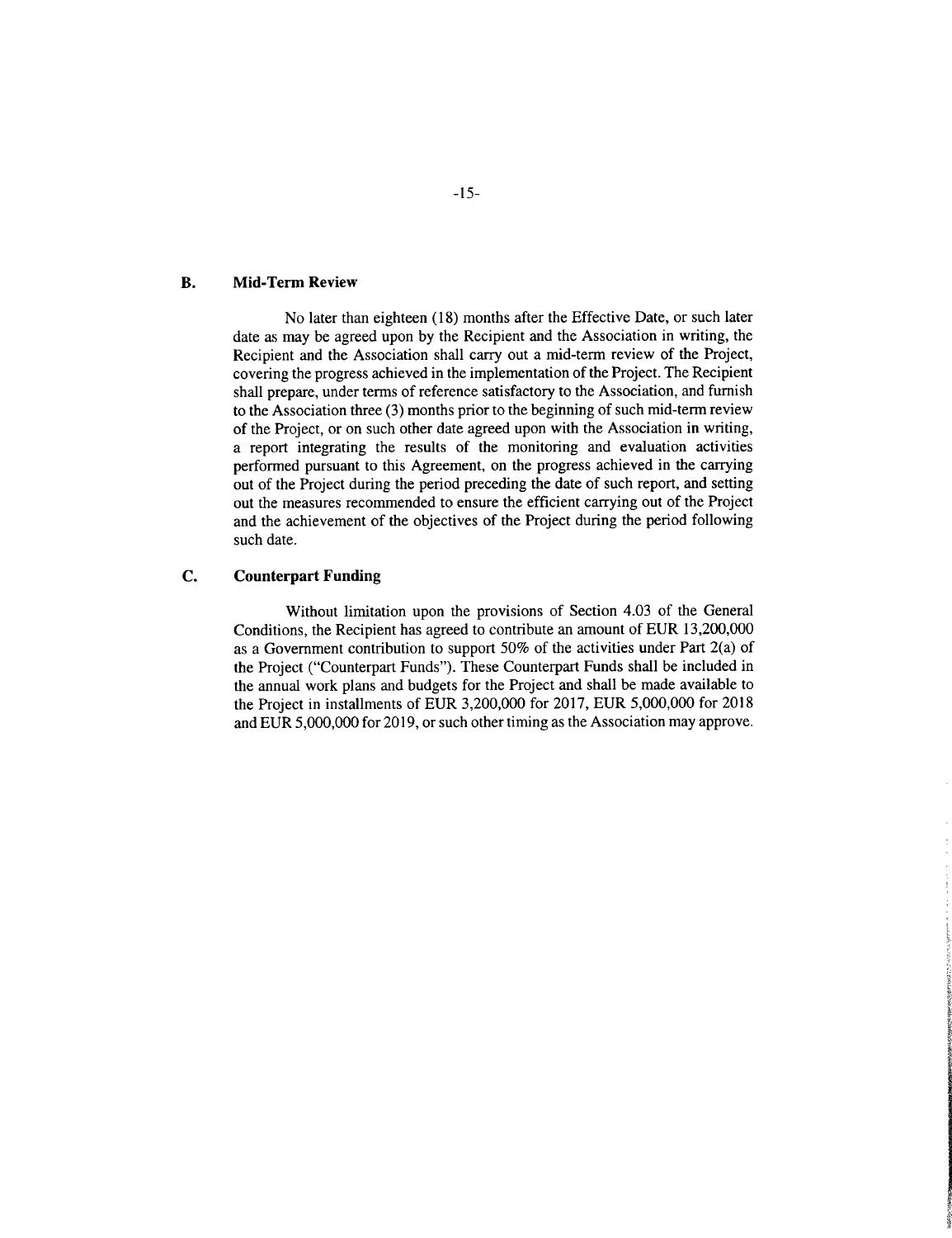### B. Mid-Term Review

No later than eighteen (18) months after the Effective Date, or such later date as may be agreed upon by the Recipient and the Association in writing, the Recipient and the Association shall carry out a mid-term review of the Project, covering the progress achieved in the implementation of the Project. The Recipient shall prepare, under terms of reference satisfactory to the Association, and furnish to the Association three (3) months prior to the beginning of such mid-term review of the Project, or on such other date agreed upon with the Association in writing, a report integrating the results of the monitoring and evaluation activities performed pursuant to this Agreement, on the progress achieved in the carrying out of the Project during the period preceding the date of such report, and setting out the measures recommended to ensure the efficient carrying out of the Project and the achievement of the objectives of the Project during the period following such date.

### C. Counterpart Funding

Without limitation upon the provisions of Section 4.03 of the General Conditions, the Recipient has agreed to contribute an amount of EUR 13,200,000 as a Government contribution to support 50% of the activities under Part 2(a) of the Project ("Counterpart Funds"). These Counterpart Funds shall be included in the annual work plans and budgets for the Project and shall be made available to the Project in installments of EUR 3,200,000 for 2017, EUR 5,000,000 for 2018 and EUR 5,000,000 for 2019, or such other timing as the Association may approve.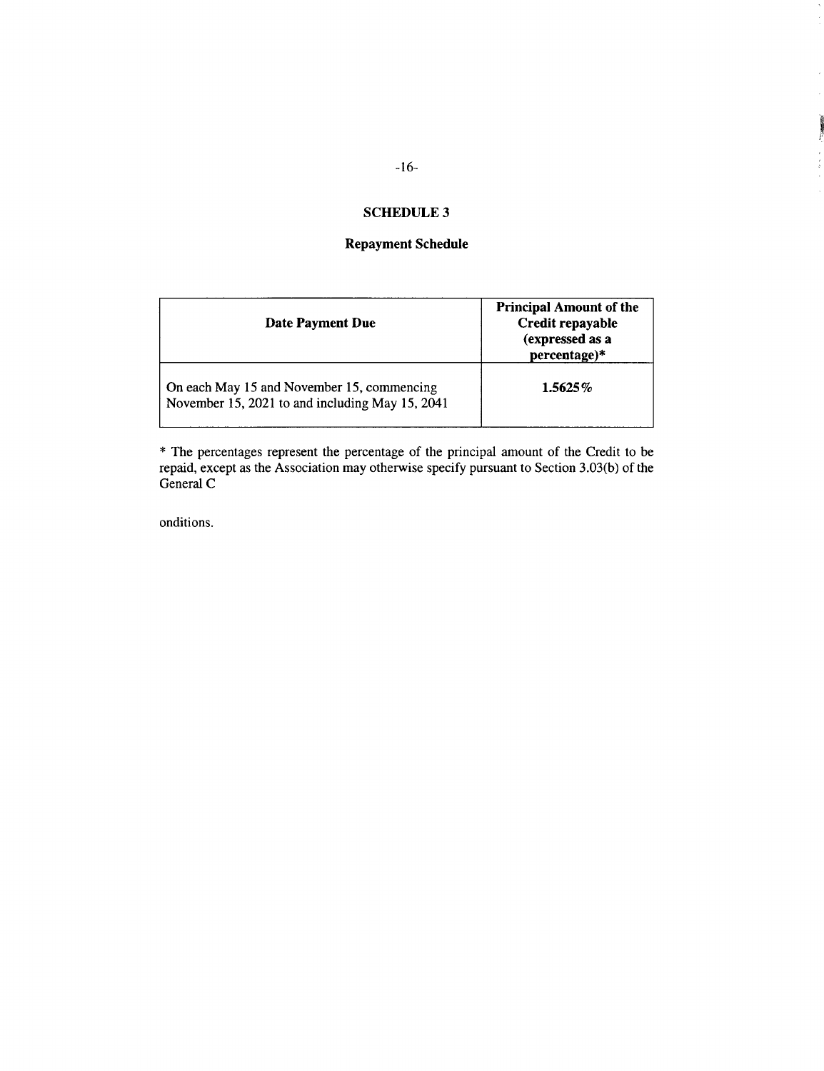## SCHEDULE 3

### Repayment Schedule

| Date Payment Due | Principal Amount of the Credit repayable (expressed as a percentage)* |
|---|---|
| On each May 15 and November 15, commencing November 15, 2021 to and including May 15, 2041 | **1.5625%** |

* The percentages represent the percentage of the principal amount of the Credit to be repaid, except as the Association may otherwise specify pursuant to Section 3.03(b) of the General C

onditions.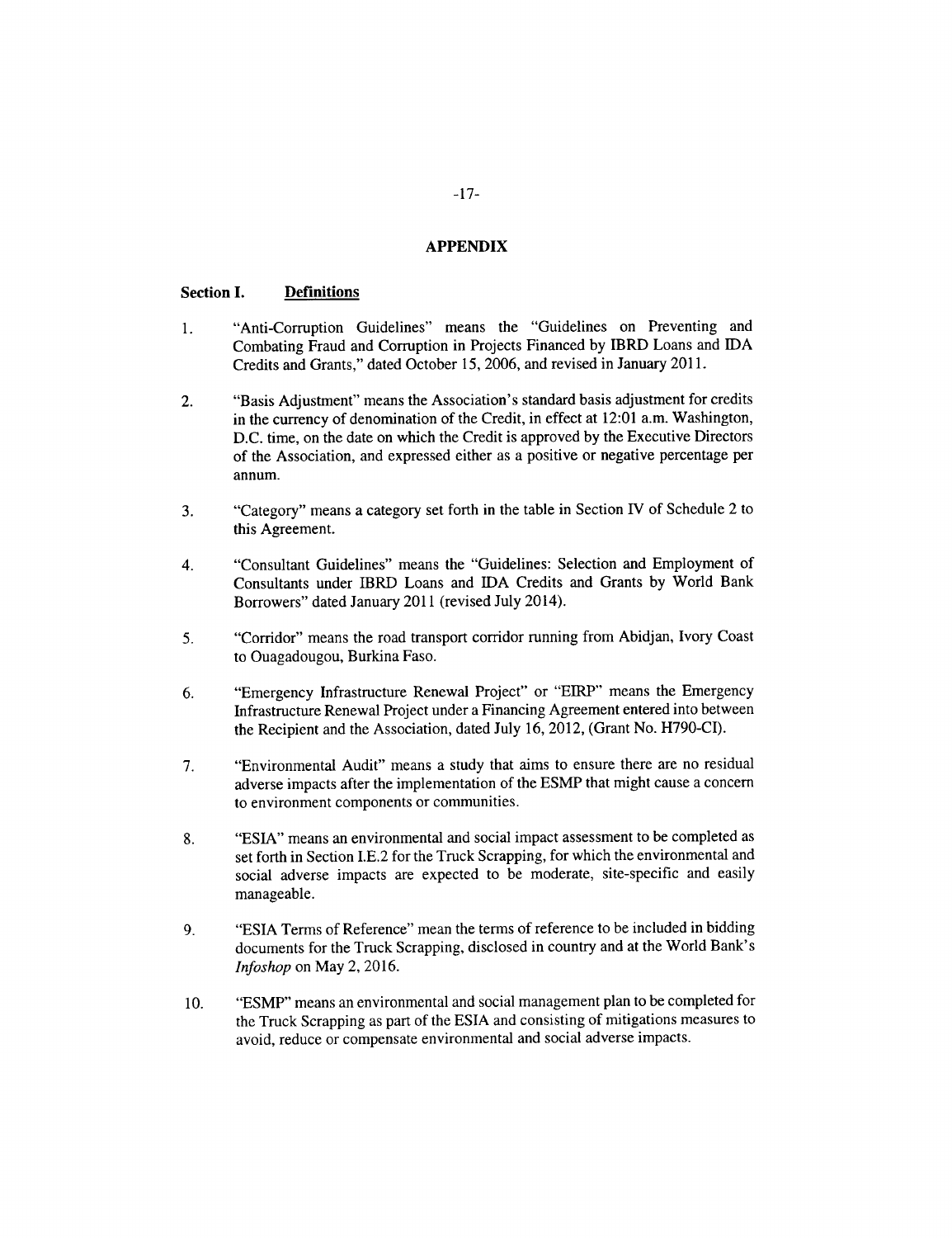## APPENDIX

### Section I. Definitions

1. "Anti-Corruption Guidelines" means the "Guidelines on Preventing and Combating Fraud and Corruption in Projects Financed by IBRD Loans and IDA Credits and Grants," dated October 15, 2006, and revised in January 2011.

2. "Basis Adjustment" means the Association's standard basis adjustment for credits in the currency of denomination of the Credit, in effect at 12:01 a.m. Washington, D.C. time, on the date on which the Credit is approved by the Executive Directors of the Association, and expressed either as a positive or negative percentage per annum.

3. "Category" means a category set forth in the table in Section IV of Schedule 2 to this Agreement.

4. "Consultant Guidelines" means the "Guidelines: Selection and Employment of Consultants under IBRD Loans and IDA Credits and Grants by World Bank Borrowers" dated January 2011 (revised July 2014).

5. "Corridor" means the road transport corridor running from Abidjan, Ivory Coast to Ouagadougou, Burkina Faso.

6. "Emergency Infrastructure Renewal Project" or "EIRP" means the Emergency Infrastructure Renewal Project under a Financing Agreement entered into between the Recipient and the Association, dated July 16, 2012, (Grant No. H790-CI).

7. "Environmental Audit" means a study that aims to ensure there are no residual adverse impacts after the implementation of the ESMP that might cause a concern to environment components or communities.

8. "ESIA" means an environmental and social impact assessment to be completed as set forth in Section I.E.2 for the Truck Scrapping, for which the environmental and social adverse impacts are expected to be moderate, site-specific and easily manageable.

9. "ESIA Terms of Reference" mean the terms of reference to be included in bidding documents for the Truck Scrapping, disclosed in country and at the World Bank's *Infoshop* on May 2, 2016.

10. "ESMP" means an environmental and social management plan to be completed for the Truck Scrapping as part of the ESIA and consisting of mitigations measures to avoid, reduce or compensate environmental and social adverse impacts.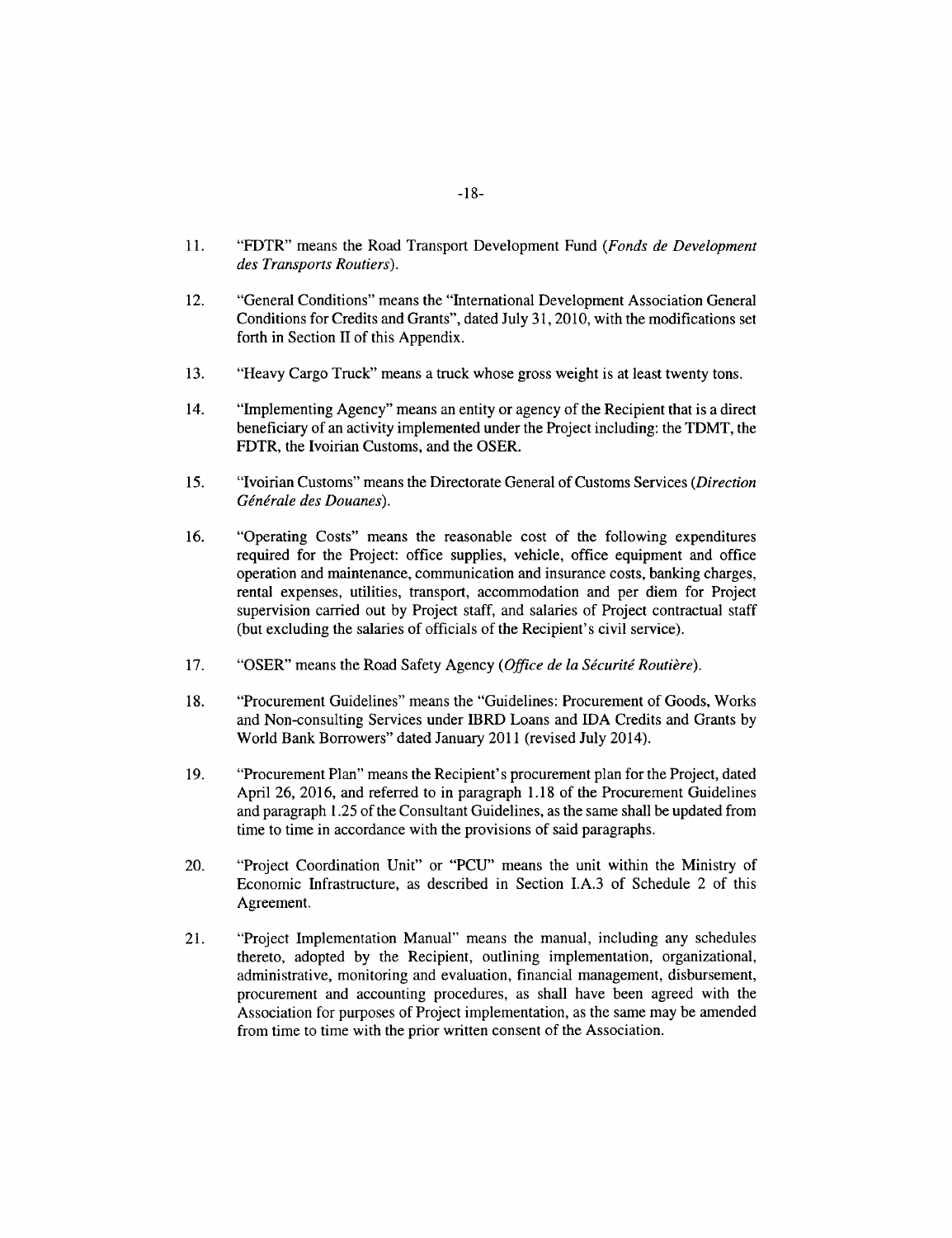11. "FDTR" means the Road Transport Development Fund (*Fonds de Development des Transports Routiers*).

12. "General Conditions" means the "International Development Association General Conditions for Credits and Grants", dated July 31, 2010, with the modifications set forth in Section II of this Appendix.

13. "Heavy Cargo Truck" means a truck whose gross weight is at least twenty tons.

14. "Implementing Agency" means an entity or agency of the Recipient that is a direct beneficiary of an activity implemented under the Project including: the TDMT, the FDTR, the Ivoirian Customs, and the OSER.

15. "Ivoirian Customs" means the Directorate General of Customs Services (*Direction Générale des Douanes*).

16. "Operating Costs" means the reasonable cost of the following expenditures required for the Project: office supplies, vehicle, office equipment and office operation and maintenance, communication and insurance costs, banking charges, rental expenses, utilities, transport, accommodation and per diem for Project supervision carried out by Project staff, and salaries of Project contractual staff (but excluding the salaries of officials of the Recipient's civil service).

17. "OSER" means the Road Safety Agency (*Office de la Sécurité Routière*).

18. "Procurement Guidelines" means the "Guidelines: Procurement of Goods, Works and Non-consulting Services under IBRD Loans and IDA Credits and Grants by World Bank Borrowers" dated January 2011 (revised July 2014).

19. "Procurement Plan" means the Recipient's procurement plan for the Project, dated April 26, 2016, and referred to in paragraph 1.18 of the Procurement Guidelines and paragraph 1.25 of the Consultant Guidelines, as the same shall be updated from time to time in accordance with the provisions of said paragraphs.

20. "Project Coordination Unit" or "PCU" means the unit within the Ministry of Economic Infrastructure, as described in Section I.A.3 of Schedule 2 of this Agreement.

21. "Project Implementation Manual" means the manual, including any schedules thereto, adopted by the Recipient, outlining implementation, organizational, administrative, monitoring and evaluation, financial management, disbursement, procurement and accounting procedures, as shall have been agreed with the Association for purposes of Project implementation, as the same may be amended from time to time with the prior written consent of the Association.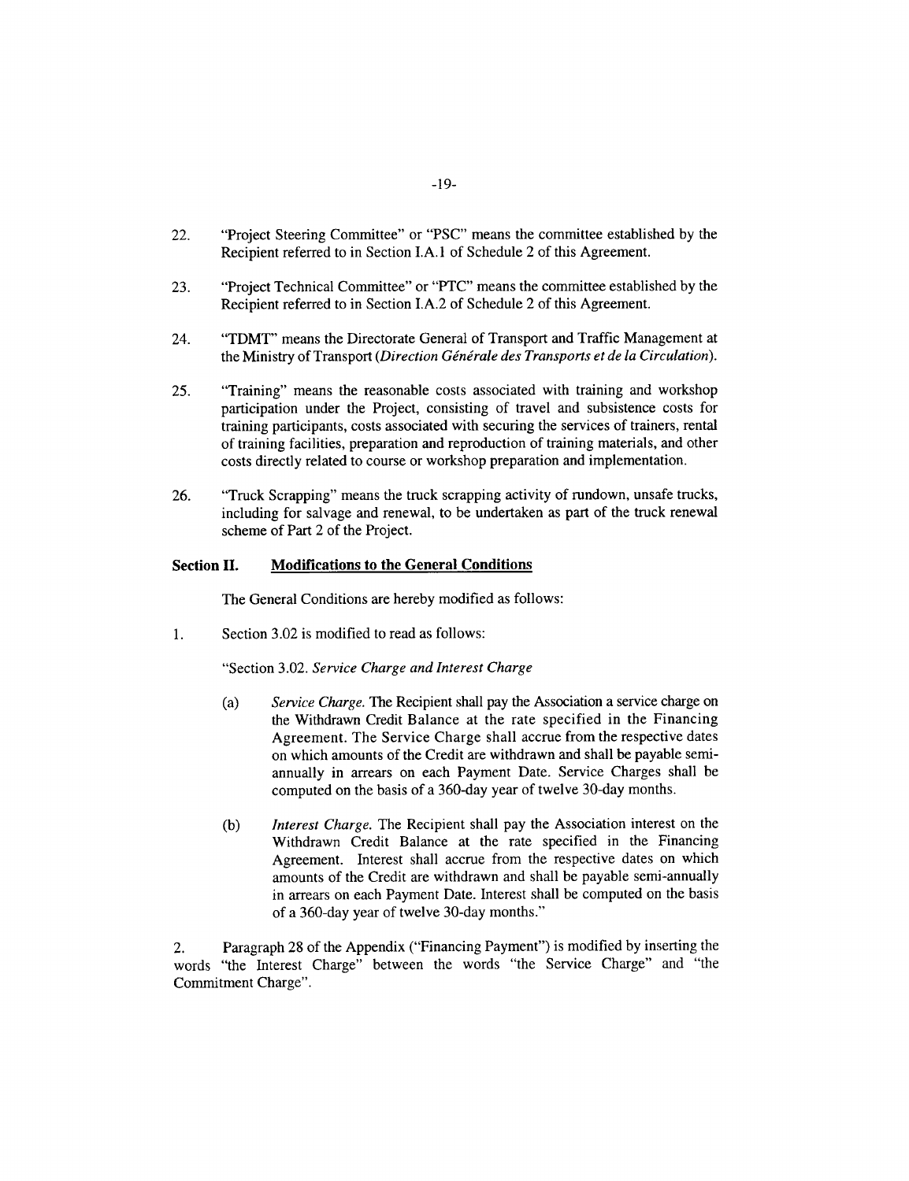22. "Project Steering Committee" or "PSC" means the committee established by the Recipient referred to in Section I.A.1 of Schedule 2 of this Agreement.

23. "Project Technical Committee" or "PTC" means the committee established by the Recipient referred to in Section I.A.2 of Schedule 2 of this Agreement.

24. "TDMT" means the Directorate General of Transport and Traffic Management at the Ministry of Transport (*Direction Générale des Transports et de la Circulation*).

25. "Training" means the reasonable costs associated with training and workshop participation under the Project, consisting of travel and subsistence costs for training participants, costs associated with securing the services of trainers, rental of training facilities, preparation and reproduction of training materials, and other costs directly related to course or workshop preparation and implementation.

26. "Truck Scrapping" means the truck scrapping activity of rundown, unsafe trucks, including for salvage and renewal, to be undertaken as part of the truck renewal scheme of Part 2 of the Project.

**Section II. Modifications to the General Conditions**

The General Conditions are hereby modified as follows:

1. Section 3.02 is modified to read as follows:

"Section 3.02. *Service Charge and Interest Charge*

(a) *Service Charge.* The Recipient shall pay the Association a service charge on the Withdrawn Credit Balance at the rate specified in the Financing Agreement. The Service Charge shall accrue from the respective dates on which amounts of the Credit are withdrawn and shall be payable semi-annually in arrears on each Payment Date. Service Charges shall be computed on the basis of a 360-day year of twelve 30-day months.

(b) *Interest Charge.* The Recipient shall pay the Association interest on the Withdrawn Credit Balance at the rate specified in the Financing Agreement. Interest shall accrue from the respective dates on which amounts of the Credit are withdrawn and shall be payable semi-annually in arrears on each Payment Date. Interest shall be computed on the basis of a 360-day year of twelve 30-day months."

2. Paragraph 28 of the Appendix ("Financing Payment") is modified by inserting the words "the Interest Charge" between the words "the Service Charge" and "the Commitment Charge".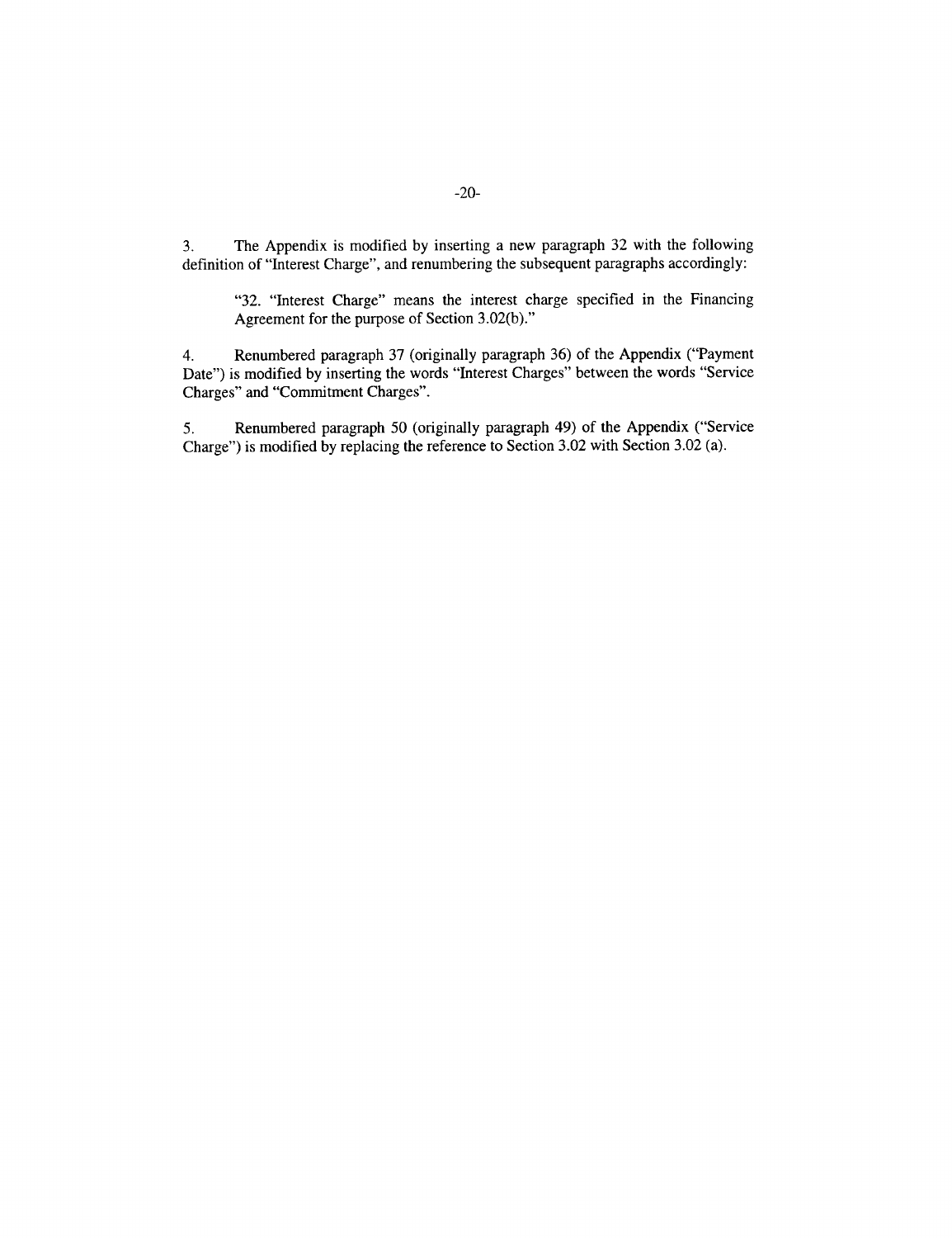3. The Appendix is modified by inserting a new paragraph 32 with the following definition of "Interest Charge", and renumbering the subsequent paragraphs accordingly:

> "32. "Interest Charge" means the interest charge specified in the Financing Agreement for the purpose of Section 3.02(b)."

4. Renumbered paragraph 37 (originally paragraph 36) of the Appendix ("Payment Date") is modified by inserting the words "Interest Charges" between the words "Service Charges" and "Commitment Charges".

5. Renumbered paragraph 50 (originally paragraph 49) of the Appendix ("Service Charge") is modified by replacing the reference to Section 3.02 with Section 3.02 (a).